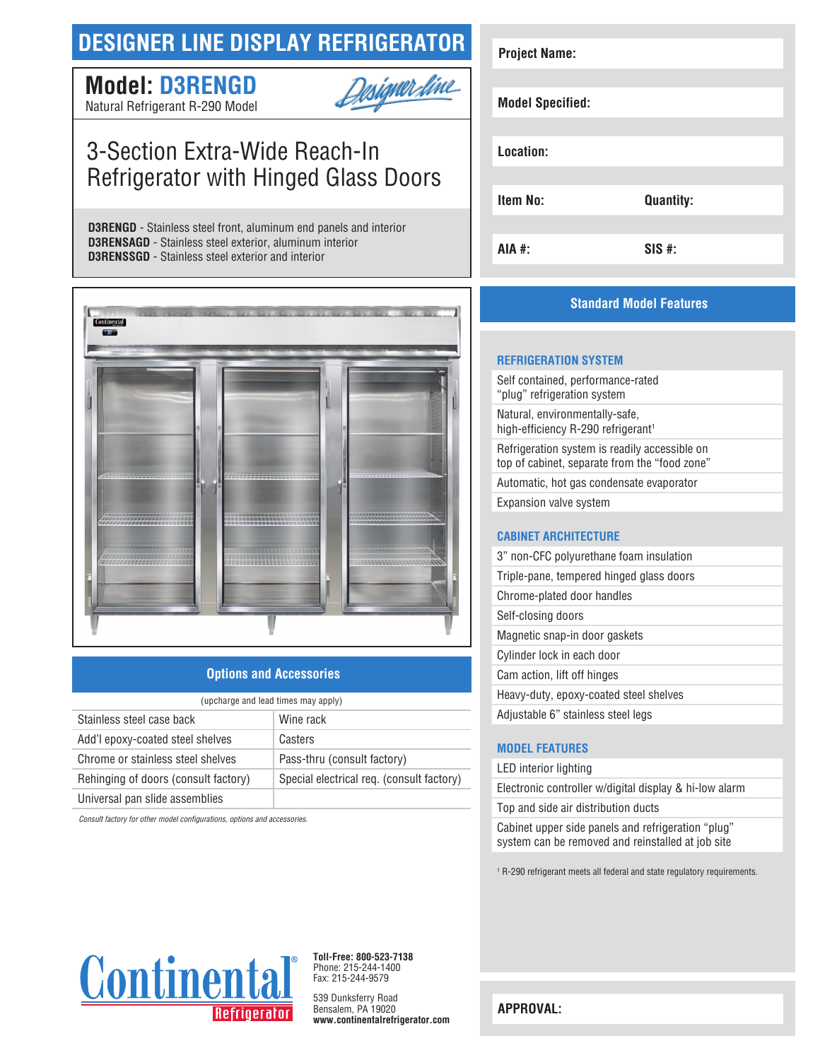# DESIGNER LINE DISPLAY REFRIGERATOR

## Model: D3RENGD

Natural Refrigerant R-290 Model

Designer line

## 3-Section Extra-Wide Reach-In Refrigerator with Hinged Glass Doors

**D3RENGD** - Stainless steel front, aluminum end panels and interior
**D3RENSAGD** - Stainless steel exterior, aluminum interior
**D3RENSSGD** - Stainless steel exterior and interior

| | |
|---|---|
| **Project Name:** | |
| **Model Specified:** | |
| **Location:** | |
| **Item No:** | **Quantity:** |
| **AIA #:** | **SIS #:** |

### Options and Accessories

(upcharge and lead times may apply)

| | |
|---|---|
| Stainless steel case back | Wine rack |
| Add'l epoxy-coated steel shelves | Casters |
| Chrome or stainless steel shelves | Pass-thru (consult factory) |
| Rehinging of doors (consult factory) | Special electrical req. (consult factory) |
| Universal pan slide assemblies | |

*Consult factory for other model configurations, options and accessories.*

### Standard Model Features

#### REFRIGERATION SYSTEM

- Self contained, performance-rated "plug" refrigeration system
- Natural, environmentally-safe, high-efficiency R-290 refrigerant[1]
- Refrigeration system is readily accessible on top of cabinet, separate from the "food zone"
- Automatic, hot gas condensate evaporator
- Expansion valve system

#### CABINET ARCHITECTURE

- 3" non-CFC polyurethane foam insulation
- Triple-pane, tempered hinged glass doors
- Chrome-plated door handles
- Self-closing doors
- Magnetic snap-in door gaskets
- Cylinder lock in each door
- Cam action, lift off hinges
- Heavy-duty, epoxy-coated steel shelves
- Adjustable 6" stainless steel legs

#### MODEL FEATURES

- LED interior lighting
- Electronic controller w/digital display & hi-low alarm
- Top and side air distribution ducts
- Cabinet upper side panels and refrigeration "plug" system can be removed and reinstalled at job site

[1] R-290 refrigerant meets all federal and state regulatory requirements.

Continental® Refrigerator

**Toll-Free: 800-523-7138**
Phone: 215-244-1400
Fax: 215-244-9579

539 Dunksferry Road
Bensalem, PA 19020
**www.continentalrefrigerator.com**

**APPROVAL:**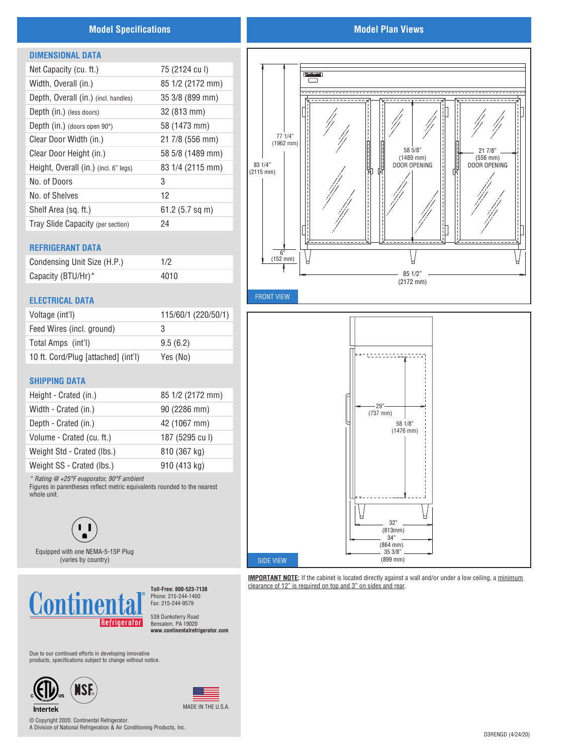## Model Specifications

### DIMENSIONAL DATA

| | |
|---|---|
| Net Capacity (cu. ft.) | 75 (2124 cu l) |
| Width, Overall (in.) | 85 1/2 (2172 mm) |
| Depth, Overall (in.) (incl. handles) | 35 3/8 (899 mm) |
| Depth (in.) (less doors) | 32 (813 mm) |
| Depth (in.) (doors open 90°) | 58 (1473 mm) |
| Clear Door Width (in.) | 21 7/8 (556 mm) |
| Clear Door Height (in.) | 58 5/8 (1489 mm) |
| Height, Overall (in.) (incl. 6" legs) | 83 1/4 (2115 mm) |
| No. of Doors | 3 |
| No. of Shelves | 12 |
| Shelf Area (sq. ft.) | 61.2 (5.7 sq m) |
| Tray Slide Capacity (per section) | 24 |

### REFRIGERANT DATA

| | |
|---|---|
| Condensing Unit Size (H.P.) | 1/2 |
| Capacity (BTU/Hr)* | 4010 |

### ELECTRICAL DATA

| | |
|---|---|
| Voltage (int'l) | 115/60/1 (220/50/1) |
| Feed Wires (incl. ground) | 3 |
| Total Amps (int'l) | 9.5 (6.2) |
| 10 ft. Cord/Plug [attached] (int'l) | Yes (No) |

### SHIPPING DATA

| | |
|---|---|
| Height - Crated (in.) | 85 1/2 (2172 mm) |
| Width - Crated (in.) | 90 (2286 mm) |
| Depth - Crated (in.) | 42 (1067 mm) |
| Volume - Crated (cu. ft.) | 187 (5295 cu l) |
| Weight Std - Crated (lbs.) | 810 (367 kg) |
| Weight SS - Crated (lbs.) | 910 (413 kg) |

*\* Rating @ +25°F evaporator, 90°F ambient*

Figures in parentheses reflect metric equivalents rounded to the nearest whole unit.

Equipped with one NEMA-5-15P Plug (varies by country)

**Toll-Free: 800-523-7138**
Phone: 215-244-1400
Fax: 215-244-9579

539 Dunksferry Road
Bensalem, PA 19020
**www.continentalrefrigerator.com**

Due to our continued efforts in developing innovative products, specifications subject to change without notice.

MADE IN THE U.S.A.

© Copyright 2020. Continental Refrigerator.
A Division of National Refrigeration & Air Conditioning Products, Inc.

## Model Plan Views

77 1/4" (1962 mm)
83 1/4" (2115 mm)
6" (152 mm)
58 5/8" (1489 mm) DOOR OPENING
21 7/8" (556 mm) DOOR OPENING
85 1/2" (2172 mm)

FRONT VIEW

29" (737 mm)
58 1/8" (1476 mm)
32" (813mm)
34" (864 mm)
35 3/8" (899 mm)

SIDE VIEW

**IMPORTANT NOTE:** If the cabinet is located directly against a wall and/or under a low ceiling, a minimum clearance of 12" is required on top and 3" on sides and rear.

D3RENGD (4/24/20)